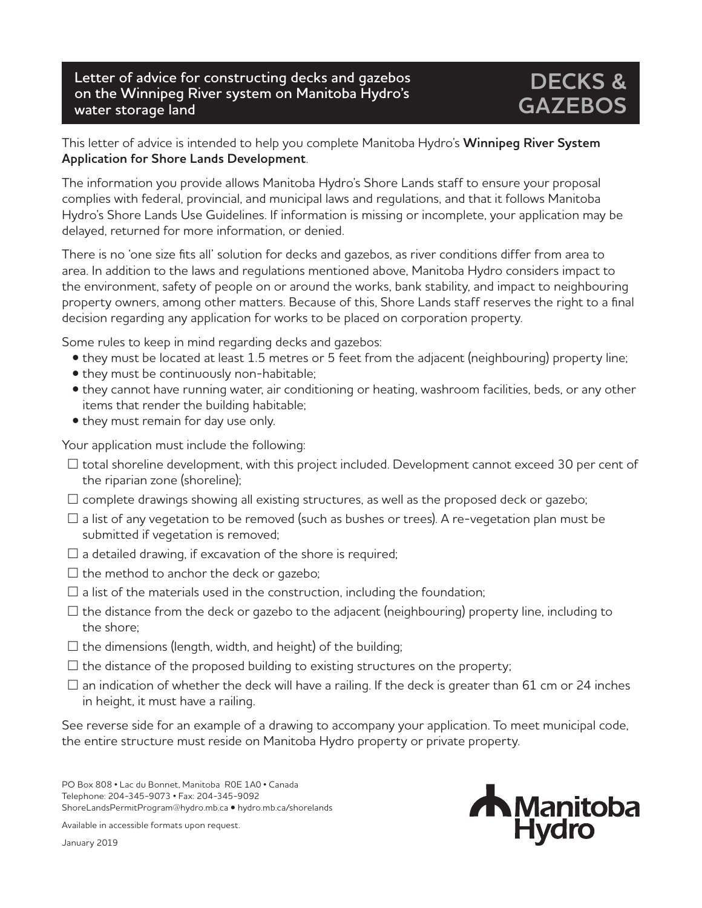# Letter of advice for constructing decks and gazebos on the Winnipeg River system on Manitoba Hydro's water storage land

# DECKS & GAZEBOS

This letter of advice is intended to help you complete Manitoba Hydro's **Winnipeg River System Application for Shore Lands Development**.

The information you provide allows Manitoba Hydro's Shore Lands staff to ensure your proposal complies with federal, provincial, and municipal laws and regulations, and that it follows Manitoba Hydro's Shore Lands Use Guidelines. If information is missing or incomplete, your application may be delayed, returned for more information, or denied.

There is no 'one size fits all' solution for decks and gazebos, as river conditions differ from area to area. In addition to the laws and regulations mentioned above, Manitoba Hydro considers impact to the environment, safety of people on or around the works, bank stability, and impact to neighbouring property owners, among other matters. Because of this, Shore Lands staff reserves the right to a final decision regarding any application for works to be placed on corporation property.

Some rules to keep in mind regarding decks and gazebos:

- they must be located at least 1.5 metres or 5 feet from the adjacent (neighbouring) property line;
- they must be continuously non-habitable;
- they cannot have running water, air conditioning or heating, washroom facilities, beds, or any other items that render the building habitable;
- they must remain for day use only.

Your application must include the following:

- ☐ total shoreline development, with this project included. Development cannot exceed 30 per cent of the riparian zone (shoreline);
- ☐ complete drawings showing all existing structures, as well as the proposed deck or gazebo;
- ☐ a list of any vegetation to be removed (such as bushes or trees). A re-vegetation plan must be submitted if vegetation is removed;
- ☐ a detailed drawing, if excavation of the shore is required;
- ☐ the method to anchor the deck or gazebo;
- ☐ a list of the materials used in the construction, including the foundation;
- ☐ the distance from the deck or gazebo to the adjacent (neighbouring) property line, including to the shore;
- ☐ the dimensions (length, width, and height) of the building;
- ☐ the distance of the proposed building to existing structures on the property;
- ☐ an indication of whether the deck will have a railing. If the deck is greater than 61 cm or 24 inches in height, it must have a railing.

See reverse side for an example of a drawing to accompany your application. To meet municipal code, the entire structure must reside on Manitoba Hydro property or private property.

PO Box 808 • Lac du Bonnet, Manitoba R0E 1A0 • Canada
Telephone: 204-345-9073 • Fax: 204-345-9092
ShoreLandsPermitProgram@hydro.mb.ca • hydro.mb.ca/shorelands

Available in accessible formats upon request.

January 2019

Manitoba Hydro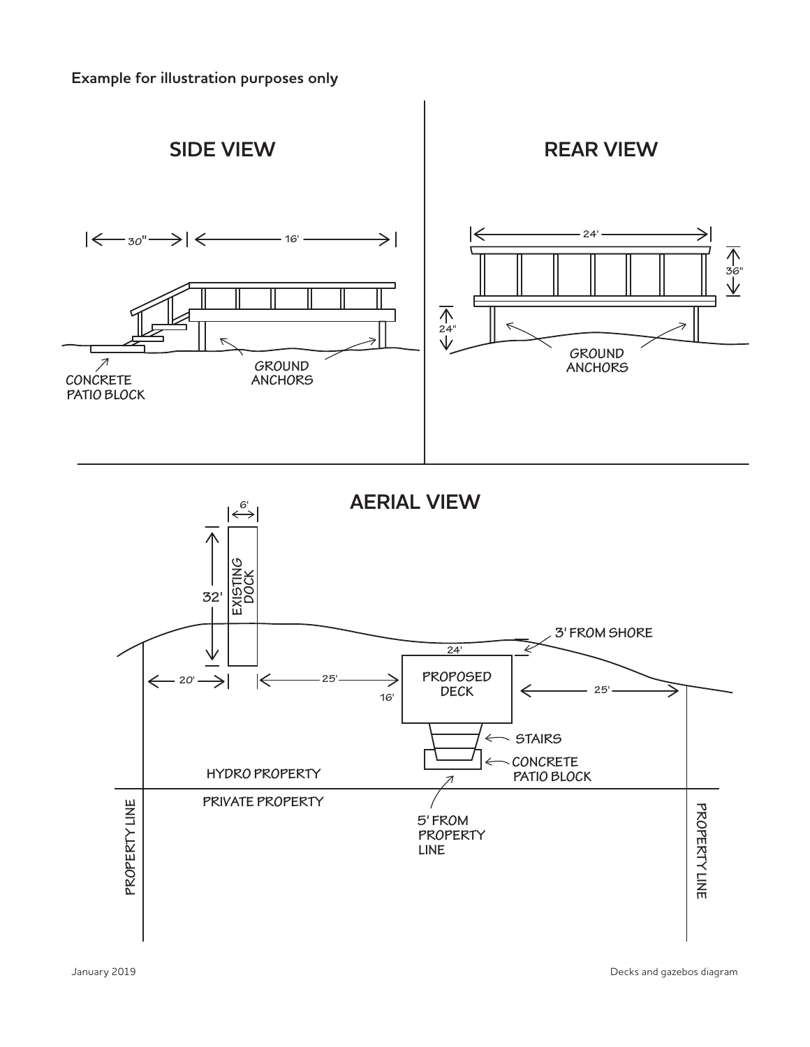Example for illustration purposes only

## SIDE VIEW

30"

16'

CONCRETE PATIO BLOCK

GROUND ANCHORS

## REAR VIEW

24'

36"

24"

GROUND ANCHORS

## AERIAL VIEW

6'

32'

EXISTING DOCK

3' FROM SHORE

24'

20'

25'

PROPOSED DECK

16'

25'

STAIRS

CONCRETE PATIO BLOCK

HYDRO PROPERTY

PRIVATE PROPERTY

5' FROM PROPERTY LINE

PROPERTY LINE

PROPERTY LINE

January 2019

Decks and gazebos diagram